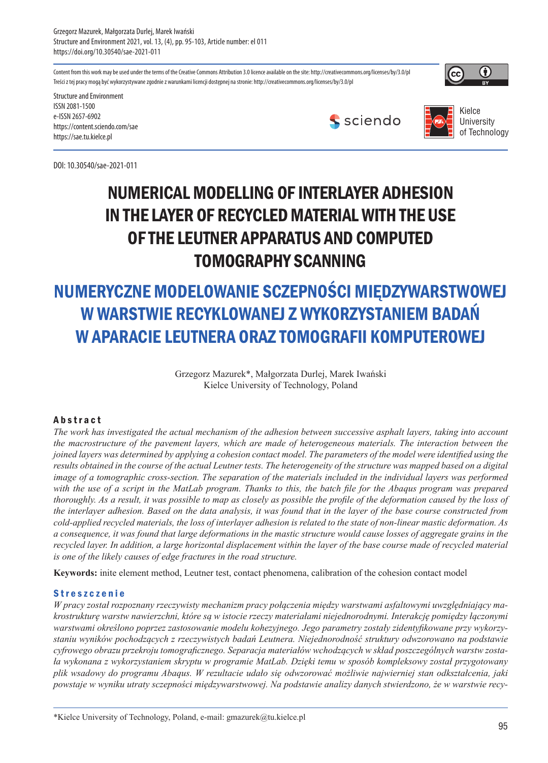Grzegorz Mazurek, Małgorzata Durlej, Marek Iwański
Structure and Environment 2021, vol. 13, (4), pp. 95-103, Article number: el 011
https://doi.org/10.30540/sae-2021-011

Content from this work may be used under the terms of the Creative Commons Attribution 3.0 licence available on the site: http://creativecommons.org/licenses/by/3.0/pl
Treści z tej pracy mogą być wykorzystywane zgodnie z warunkami licencji dostępnej na stronie: http://creativecommons.org/licenses/by/3.0/pl

Structure and Environment
ISSN 2081-1500
e-ISSN 2657-6902
https://content.sciendo.com/sae
https://sae.tu.kielce.pl

DOI: 10.30540/sae-2021-011

# NUMERICAL MODELLING OF INTERLAYER ADHESION IN THE LAYER OF RECYCLED MATERIAL WITH THE USE OF THE LEUTNER APPARATUS AND COMPUTED TOMOGRAPHY SCANNING

# NUMERYCZNE MODELOWANIE SCZEPNOŚCI MIĘDZYWARSTWOWEJ W WARSTWIE RECYKLOWANEJ Z WYKORZYSTANIEM BADAŃ W APARACIE LEUTNERA ORAZ TOMOGRAFII KOMPUTEROWEJ

Grzegorz Mazurek*, Małgorzata Durlej, Marek Iwański
Kielce University of Technology, Poland

### Abstract

*The work has investigated the actual mechanism of the adhesion between successive asphalt layers, taking into account the macrostructure of the pavement layers, which are made of heterogeneous materials. The interaction between the joined layers was determined by applying a cohesion contact model. The parameters of the model were identified using the results obtained in the course of the actual Leutner tests. The heterogeneity of the structure was mapped based on a digital image of a tomographic cross-section. The separation of the materials included in the individual layers was performed with the use of a script in the MatLab program. Thanks to this, the batch file for the Abaqus program was prepared thoroughly. As a result, it was possible to map as closely as possible the profile of the deformation caused by the loss of the interlayer adhesion. Based on the data analysis, it was found that in the layer of the base course constructed from cold-applied recycled materials, the loss of interlayer adhesion is related to the state of non-linear mastic deformation. As a consequence, it was found that large deformations in the mastic structure would cause losses of aggregate grains in the recycled layer. In addition, a large horizontal displacement within the layer of the base course made of recycled material is one of the likely causes of edge fractures in the road structure.*

**Keywords:** inite element method, Leutner test, contact phenomena, calibration of the cohesion contact model

### Streszczenie

*W pracy został rozpoznany rzeczywisty mechanizm pracy połączenia między warstwami asfaltowymi uwzględniający makrostrukturę warstw nawierzchni, które są w istocie rzeczy materiałami niejednorodnymi. Interakcję pomiędzy łączonymi warstwami określono poprzez zastosowanie modelu kohezyjnego. Jego parametry zostały zidentyfikowane przy wykorzystaniu wyników pochodzących z rzeczywistych badań Leutnera. Niejednorodność struktury odwzorowano na podstawie cyfrowego obrazu przekroju tomograficznego. Separacja materiałów wchodzących w skład poszczególnych warstw została wykonana z wykorzystaniem skryptu w programie MatLab. Dzięki temu w sposób kompleksowy został przygotowany plik wsadowy do programu Abaqus. W rezultacie udało się odwzorować możliwie najwierniej stan odkształcenia, jaki powstaje w wyniku utraty sczepności międzywarstwowej. Na podstawie analizy danych stwierdzono, że w warstwie recy-*

*Kielce University of Technology, Poland, e-mail: gmazurek@tu.kielce.pl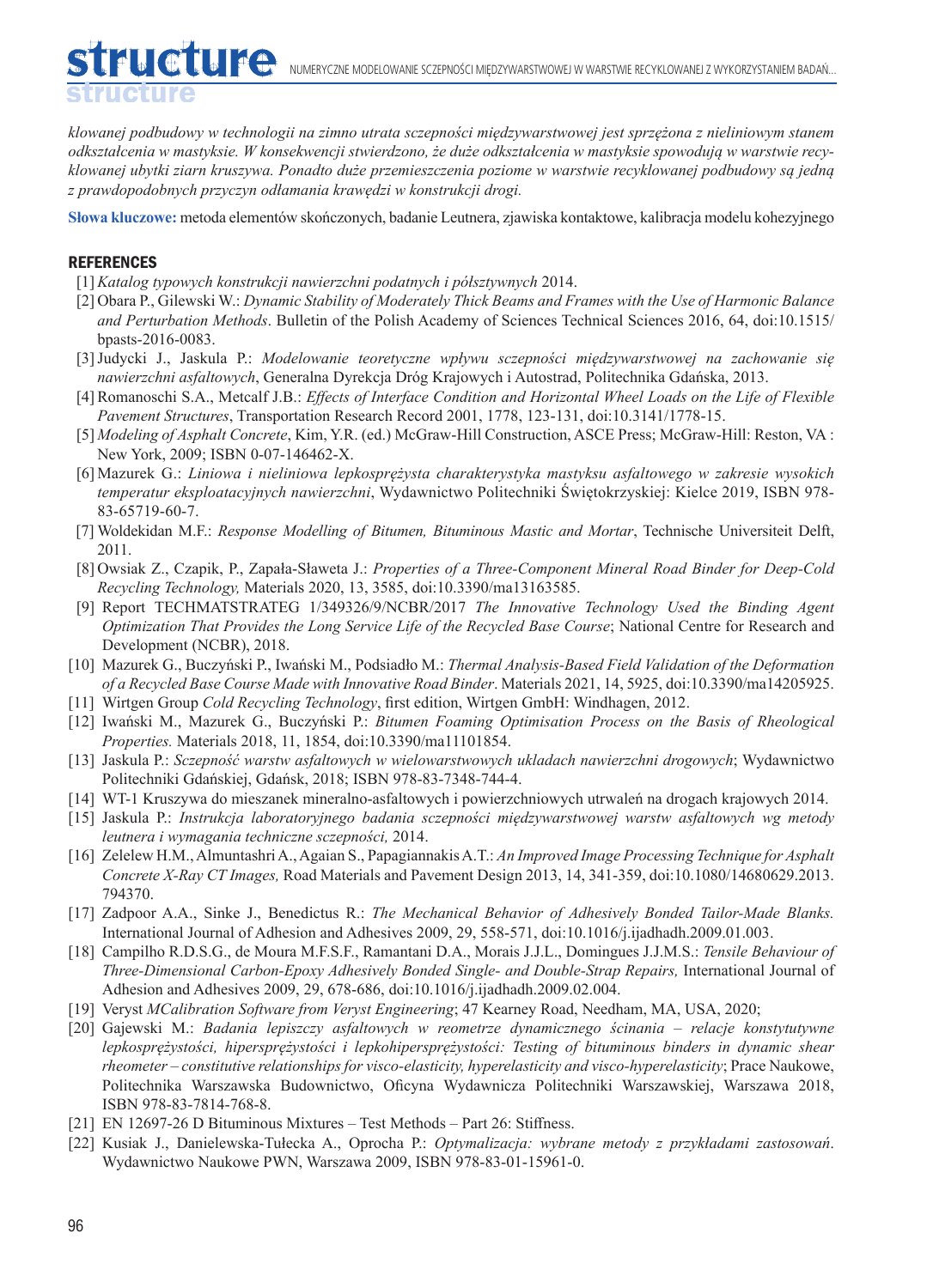*klowanej podbudowy w technologii na zimno utrata sczepności międzywarstwowej jest sprzężona z nieliniowym stanem odkształcenia w mastyksie. W konsekwencji stwierdzono, że duże odkształcenia w mastyksie spowodują w warstwie recyklowanej ubytki ziarn kruszywa. Ponadto duże przemieszczenia poziome w warstwie recyklowanej podbudowy są jedną z prawdopodobnych przyczyn odłamania krawędzi w konstrukcji drogi.*

**Słowa kluczowe:** metoda elementów skończonych, badanie Leutnera, zjawiska kontaktowe, kalibracja modelu kohezyjnego

## REFERENCES

[1] *Katalog typowych konstrukcji nawierzchni podatnych i półsztywnych* 2014.

[2] Obara P., Gilewski W.: *Dynamic Stability of Moderately Thick Beams and Frames with the Use of Harmonic Balance and Perturbation Methods*. Bulletin of the Polish Academy of Sciences Technical Sciences 2016, 64, doi:10.1515/bpasts-2016-0083.

[3] Judycki J., Jaskula P.: *Modelowanie teoretyczne wpływu sczepności międzywarstwowej na zachowanie się nawierzchni asfaltowych*, Generalna Dyrekcja Dróg Krajowych i Autostrad, Politechnika Gdańska, 2013.

[4] Romanoschi S.A., Metcalf J.B.: *Effects of Interface Condition and Horizontal Wheel Loads on the Life of Flexible Pavement Structures*, Transportation Research Record 2001, 1778, 123-131, doi:10.3141/1778-15.

[5] *Modeling of Asphalt Concrete*, Kim, Y.R. (ed.) McGraw-Hill Construction, ASCE Press; McGraw-Hill: Reston, VA : New York, 2009; ISBN 0-07-146462-X.

[6] Mazurek G.: *Liniowa i nieliniowa lepkosprężysta charakterystyka mastyksu asfaltowego w zakresie wysokich temperatur eksploatacyjnych nawierzchni*, Wydawnictwo Politechniki Świętokrzyskiej: Kielce 2019, ISBN 978-83-65719-60-7.

[7] Woldekidan M.F.: *Response Modelling of Bitumen, Bituminous Mastic and Mortar*, Technische Universiteit Delft, 2011.

[8] Owsiak Z., Czapik, P., Zapała-Sławeta J.: *Properties of a Three-Component Mineral Road Binder for Deep-Cold Recycling Technology,* Materials 2020, 13, 3585, doi:10.3390/ma13163585.

[9] Report TECHMATSTRATEG 1/349326/9/NCBR/2017 *The Innovative Technology Used the Binding Agent Optimization That Provides the Long Service Life of the Recycled Base Course*; National Centre for Research and Development (NCBR), 2018.

[10] Mazurek G., Buczyński P., Iwański M., Podsiadło M.: *Thermal Analysis-Based Field Validation of the Deformation of a Recycled Base Course Made with Innovative Road Binder*. Materials 2021, 14, 5925, doi:10.3390/ma14205925.

[11] Wirtgen Group *Cold Recycling Technology*, first edition, Wirtgen GmbH: Windhagen, 2012.

[12] Iwański M., Mazurek G., Buczyński P.: *Bitumen Foaming Optimisation Process on the Basis of Rheological Properties.* Materials 2018, 11, 1854, doi:10.3390/ma11101854.

[13] Jaskula P.: *Sczepność warstw asfaltowych w wielowarstwowych ukladach nawierzchni drogowych*; Wydawnictwo Politechniki Gdańskiej, Gdańsk, 2018; ISBN 978-83-7348-744-4.

[14] WT-1 Kruszywa do mieszanek mineralno-asfaltowych i powierzchniowych utrwaleń na drogach krajowych 2014.

[15] Jaskula P.: *Instrukcja laboratoryjnego badania sczepności międzywarstwowej warstw asfaltowych wg metody leutnera i wymagania techniczne sczepności,* 2014.

[16] Zelelew H.M., Almuntashri A., Agaian S., Papagiannakis A.T.: *An Improved Image Processing Technique for Asphalt Concrete X-Ray CT Images,* Road Materials and Pavement Design 2013, 14, 341-359, doi:10.1080/14680629.2013.794370.

[17] Zadpoor A.A., Sinke J., Benedictus R.: *The Mechanical Behavior of Adhesively Bonded Tailor-Made Blanks.* International Journal of Adhesion and Adhesives 2009, 29, 558-571, doi:10.1016/j.ijadhadh.2009.01.003.

[18] Campilho R.D.S.G., de Moura M.F.S.F., Ramantani D.A., Morais J.J.L., Domingues J.J.M.S.: *Tensile Behaviour of Three-Dimensional Carbon-Epoxy Adhesively Bonded Single- and Double-Strap Repairs,* International Journal of Adhesion and Adhesives 2009, 29, 678-686, doi:10.1016/j.ijadhadh.2009.02.004.

[19] Veryst *MCalibration Software from Veryst Engineering*; 47 Kearney Road, Needham, MA, USA, 2020;

[20] Gajewski M.: *Badania lepiszczy asfaltowych w reometrze dynamicznego ścinania – relacje konstytutywne lepkosprężystości, hipersprężystości i lepkohipersprężystości: Testing of bituminous binders in dynamic shear rheometer – constitutive relationships for visco-elasticity, hyperelasticity and visco-hyperelasticity*; Prace Naukowe, Politechnika Warszawska Budownictwo, Oficyna Wydawnicza Politechniki Warszawskiej, Warszawa 2018, ISBN 978-83-7814-768-8.

[21] EN 12697-26 D Bituminous Mixtures – Test Methods – Part 26: Stiffness.

[22] Kusiak J., Danielewska-Tułecka A., Oprocha P.: *Optymalizacja: wybrane metody z przykładami zastosowań*. Wydawnictwo Naukowe PWN, Warszawa 2009, ISBN 978-83-01-15961-0.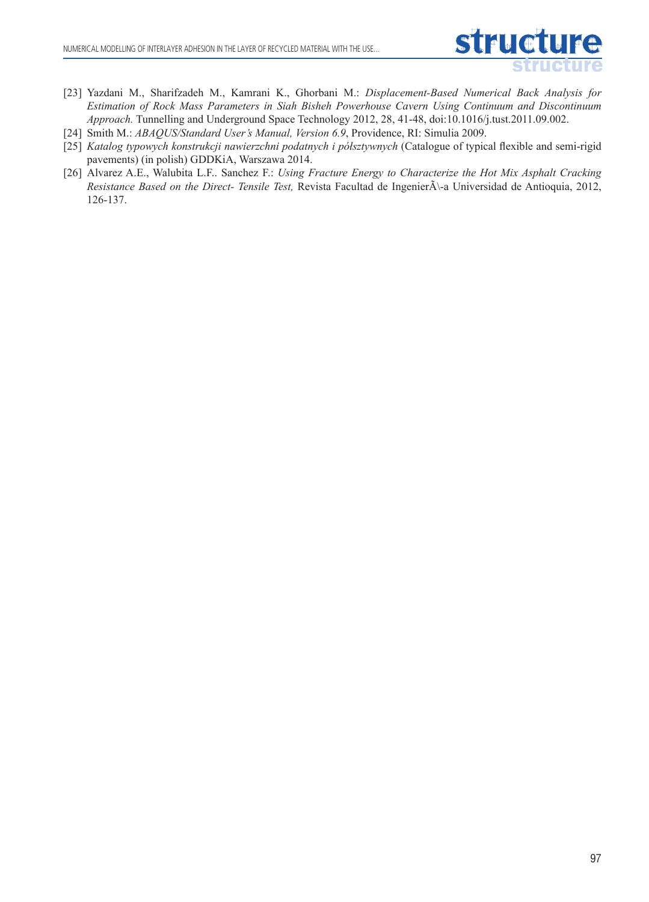- [23] Yazdani M., Sharifzadeh M., Kamrani K., Ghorbani M.: *Displacement-Based Numerical Back Analysis for Estimation of Rock Mass Parameters in Siah Bisheh Powerhouse Cavern Using Continuum and Discontinuum Approach.* Tunnelling and Underground Space Technology 2012, 28, 41-48, doi:10.1016/j.tust.2011.09.002.
- [24] Smith M.: *ABAQUS/Standard User's Manual, Version 6.9*, Providence, RI: Simulia 2009.
- [25] *Katalog typowych konstrukcji nawierzchni podatnych i półsztywnych* (Catalogue of typical flexible and semi-rigid pavements) (in polish) GDDKiA, Warszawa 2014.
- [26] Alvarez A.E., Walubita L.F.. Sanchez F.: *Using Fracture Energy to Characterize the Hot Mix Asphalt Cracking Resistance Based on the Direct- Tensile Test,* Revista Facultad de IngenierÃ\-a Universidad de Antioquia, 2012, 126-137.